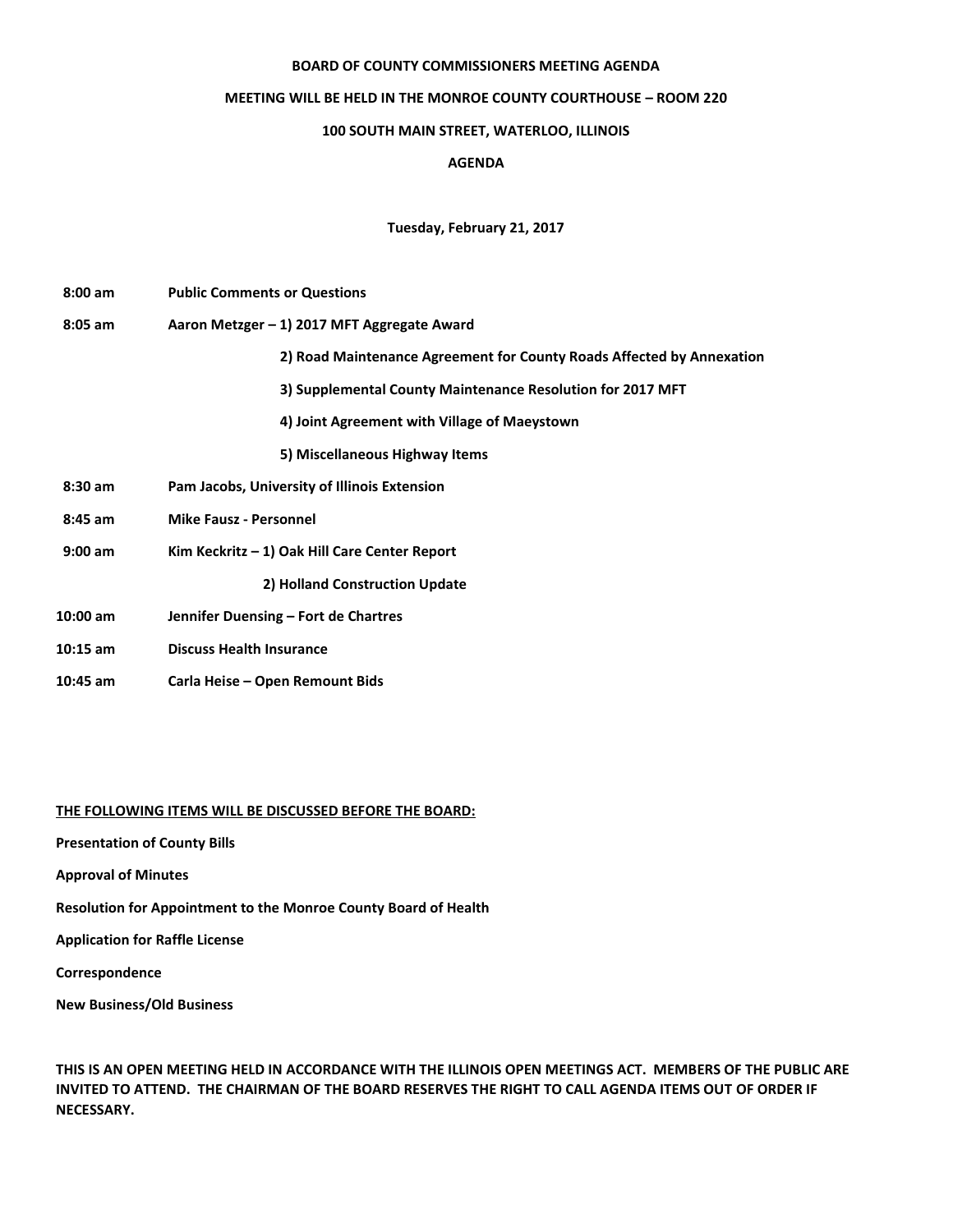**BOARD OF COUNTY COMMISSIONERS MEETING AGENDA**

**MEETING WILL BE HELD IN THE MONROE COUNTY COURTHOUSE – ROOM 220**

**100 SOUTH MAIN STREET, WATERLOO, ILLINOIS**

**AGENDA**

**Tuesday, February 21, 2017**

| | |
|---|---|
| **8:00 am** | **Public Comments or Questions** |
| **8:05 am** | **Aaron Metzger – 1) 2017 MFT Aggregate Award** |
| | **2) Road Maintenance Agreement for County Roads Affected by Annexation** |
| | **3) Supplemental County Maintenance Resolution for 2017 MFT** |
| | **4) Joint Agreement with Village of Maeystown** |
| | **5) Miscellaneous Highway Items** |
| **8:30 am** | **Pam Jacobs, University of Illinois Extension** |
| **8:45 am** | **Mike Fausz - Personnel** |
| **9:00 am** | **Kim Keckritz – 1) Oak Hill Care Center Report** |
| | **2) Holland Construction Update** |
| **10:00 am** | **Jennifer Duensing – Fort de Chartres** |
| **10:15 am** | **Discuss Health Insurance** |
| **10:45 am** | **Carla Heise – Open Remount Bids** |

**THE FOLLOWING ITEMS WILL BE DISCUSSED BEFORE THE BOARD:**

**Presentation of County Bills**

**Approval of Minutes**

**Resolution for Appointment to the Monroe County Board of Health**

**Application for Raffle License**

**Correspondence**

**New Business/Old Business**

**THIS IS AN OPEN MEETING HELD IN ACCORDANCE WITH THE ILLINOIS OPEN MEETINGS ACT. MEMBERS OF THE PUBLIC ARE INVITED TO ATTEND. THE CHAIRMAN OF THE BOARD RESERVES THE RIGHT TO CALL AGENDA ITEMS OUT OF ORDER IF NECESSARY.**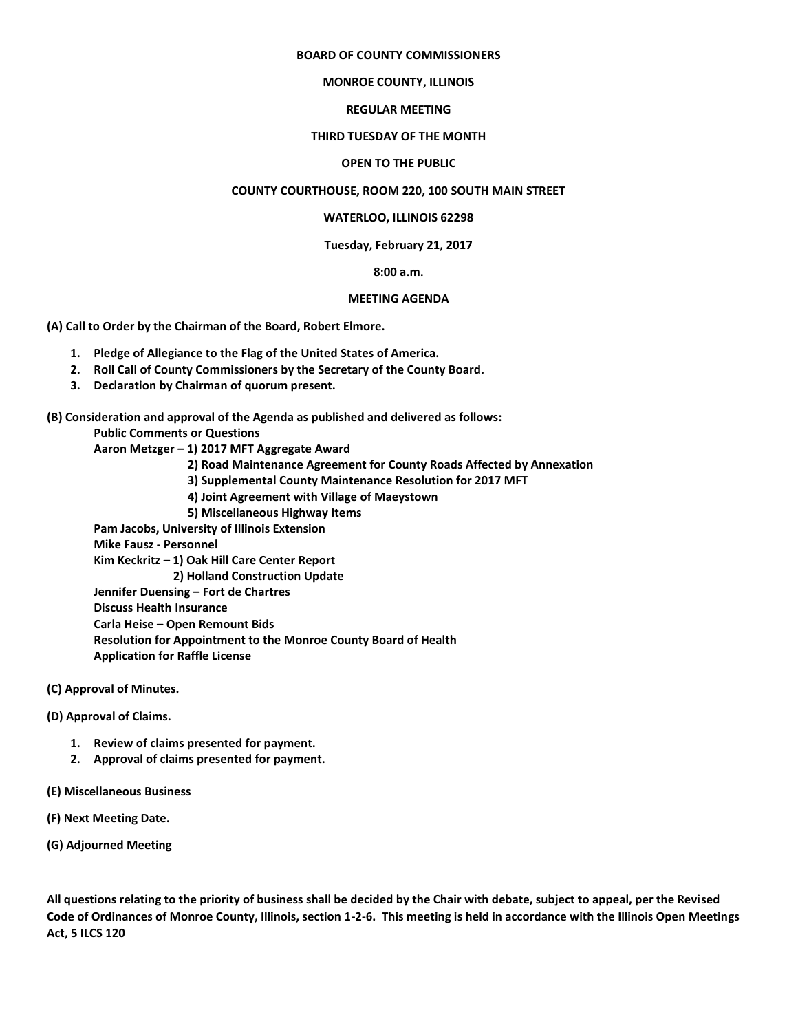**BOARD OF COUNTY COMMISSIONERS**

**MONROE COUNTY, ILLINOIS**

**REGULAR MEETING**

**THIRD TUESDAY OF THE MONTH**

**OPEN TO THE PUBLIC**

**COUNTY COURTHOUSE, ROOM 220, 100 SOUTH MAIN STREET**

**WATERLOO, ILLINOIS 62298**

**Tuesday, February 21, 2017**

**8:00 a.m.**

**MEETING AGENDA**

**(A) Call to Order by the Chairman of the Board, Robert Elmore.**

1. **Pledge of Allegiance to the Flag of the United States of America.**
2. **Roll Call of County Commissioners by the Secretary of the County Board.**
3. **Declaration by Chairman of quorum present.**

**(B) Consideration and approval of the Agenda as published and delivered as follows:**

**Public Comments or Questions**
**Aaron Metzger – 1) 2017 MFT Aggregate Award**
**2) Road Maintenance Agreement for County Roads Affected by Annexation**
**3) Supplemental County Maintenance Resolution for 2017 MFT**
**4) Joint Agreement with Village of Maeystown**
**5) Miscellaneous Highway Items**
**Pam Jacobs, University of Illinois Extension**
**Mike Fausz - Personnel**
**Kim Keckritz – 1) Oak Hill Care Center Report**
**2) Holland Construction Update**
**Jennifer Duensing – Fort de Chartres**
**Discuss Health Insurance**
**Carla Heise – Open Remount Bids**
**Resolution for Appointment to the Monroe County Board of Health**
**Application for Raffle License**

**(C) Approval of Minutes.**

**(D) Approval of Claims.**

1. **Review of claims presented for payment.**
2. **Approval of claims presented for payment.**

**(E) Miscellaneous Business**

**(F) Next Meeting Date.**

**(G) Adjourned Meeting**

**All questions relating to the priority of business shall be decided by the Chair with debate, subject to appeal, per the Revised Code of Ordinances of Monroe County, Illinois, section 1-2-6. This meeting is held in accordance with the Illinois Open Meetings Act, 5 ILCS 120**